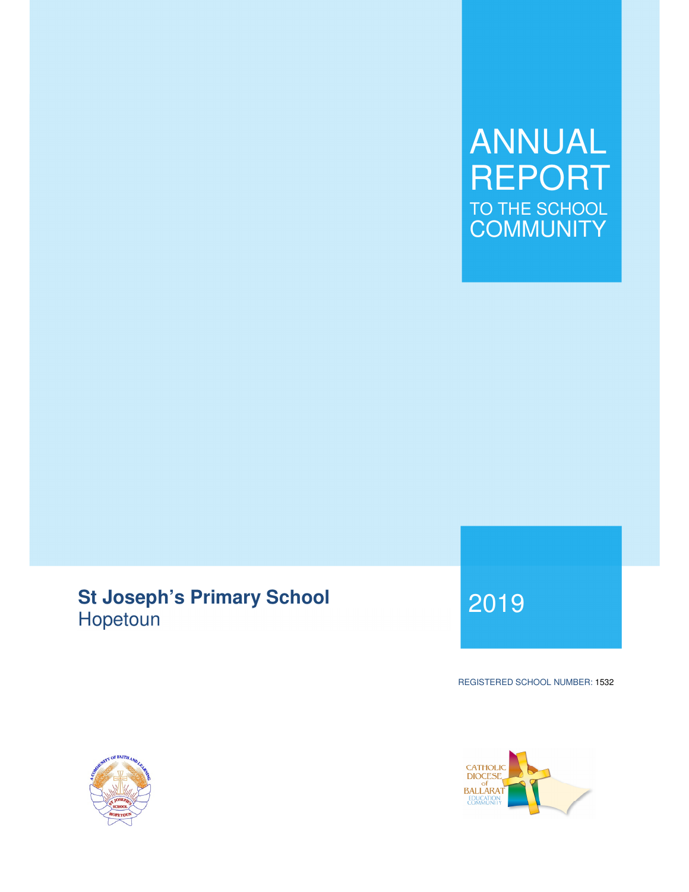# ANNUAL REPORT

TO THE SCHOOL COMMUNITY

**St Joseph's Primary School**
Hopetoun

2019

REGISTERED SCHOOL NUMBER: 1532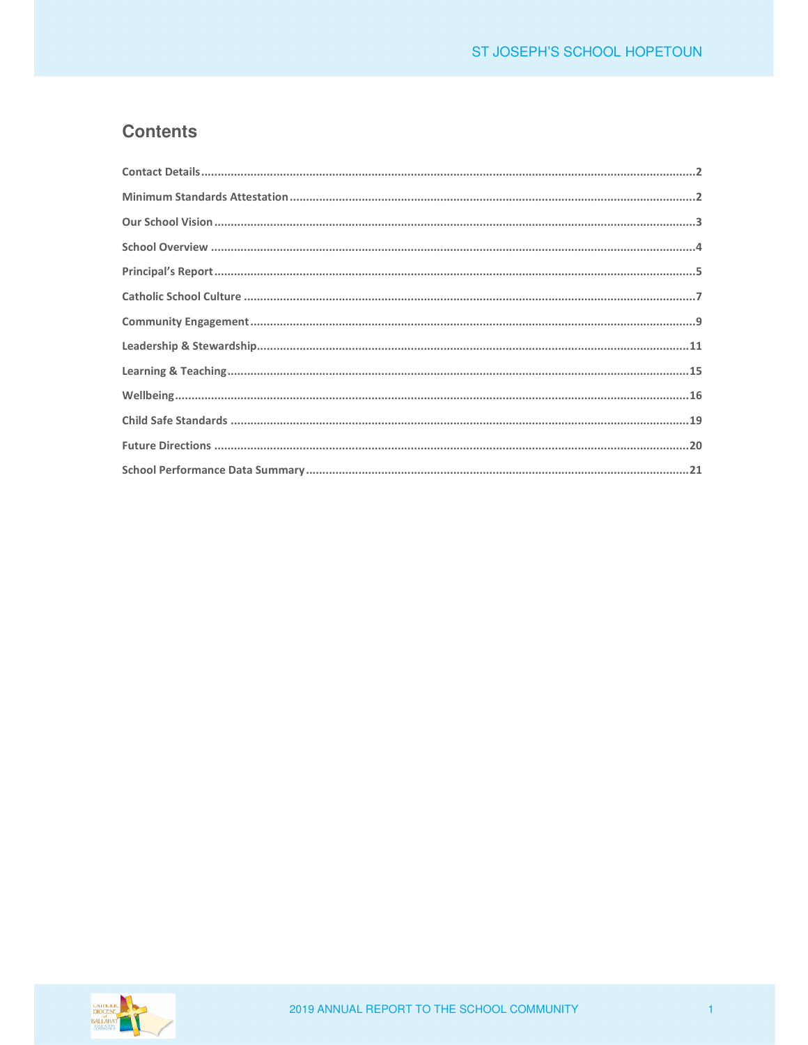## Contents

| | |
|---|---|
| Contact Details | 2 |
| Minimum Standards Attestation | 2 |
| Our School Vision | 3 |
| School Overview | 4 |
| Principal's Report | 5 |
| Catholic School Culture | 7 |
| Community Engagement | 9 |
| Leadership & Stewardship | 11 |
| Learning & Teaching | 15 |
| Wellbeing | 16 |
| Child Safe Standards | 19 |
| Future Directions | 20 |
| School Performance Data Summary | 21 |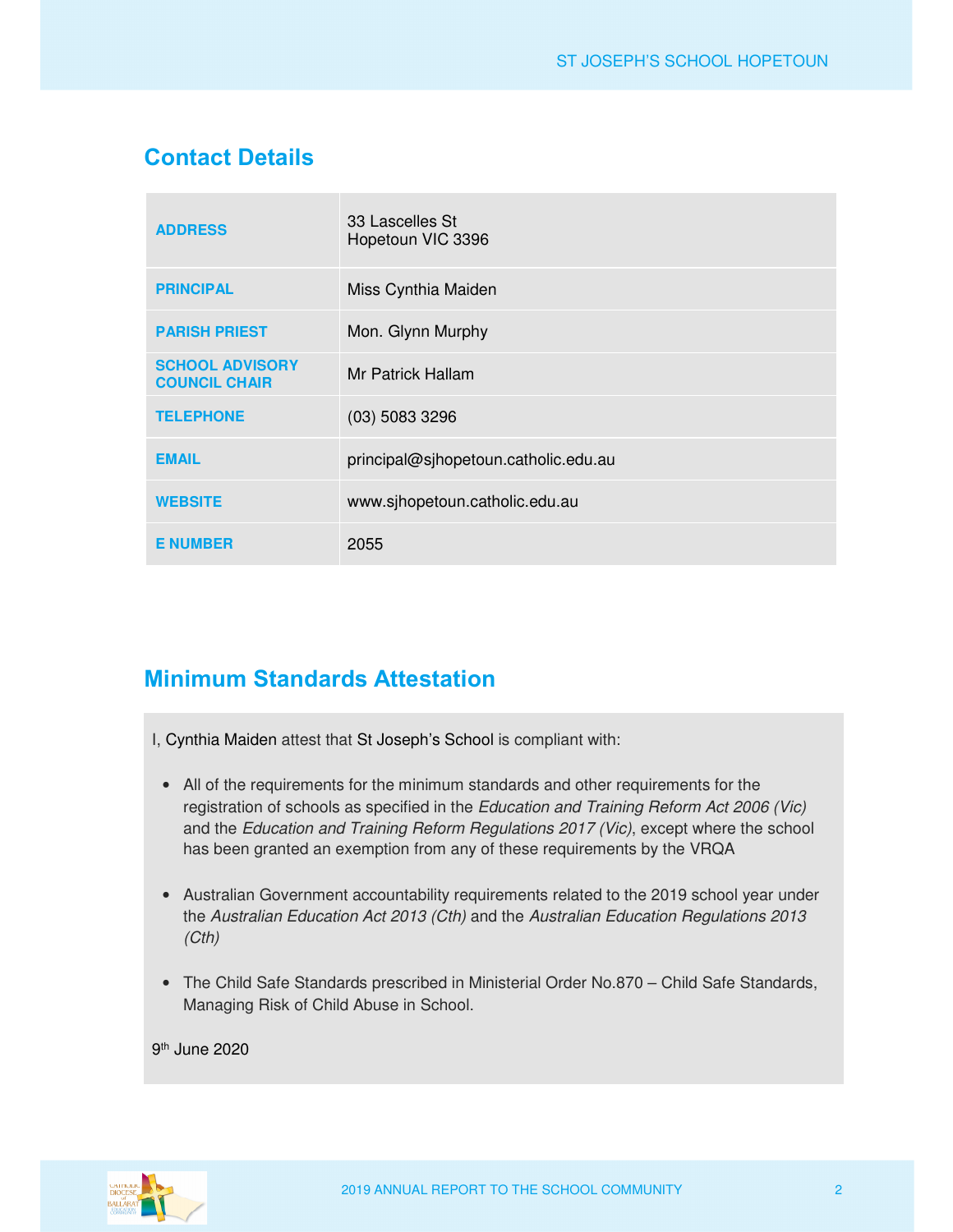## Contact Details

| | |
|---|---|
| **ADDRESS** | 33 Lascelles St<br>Hopetoun VIC 3396 |
| **PRINCIPAL** | Miss Cynthia Maiden |
| **PARISH PRIEST** | Mon. Glynn Murphy |
| **SCHOOL ADVISORY COUNCIL CHAIR** | Mr Patrick Hallam |
| **TELEPHONE** | (03) 5083 3296 |
| **EMAIL** | principal@sjhopetoun.catholic.edu.au |
| **WEBSITE** | www.sjhopetoun.catholic.edu.au |
| **E NUMBER** | 2055 |

## Minimum Standards Attestation

I, Cynthia Maiden attest that St Joseph's School is compliant with:

- All of the requirements for the minimum standards and other requirements for the registration of schools as specified in the *Education and Training Reform Act 2006 (Vic)* and the *Education and Training Reform Regulations 2017 (Vic)*, except where the school has been granted an exemption from any of these requirements by the VRQA
- Australian Government accountability requirements related to the 2019 school year under the *Australian Education Act 2013 (Cth)* and the *Australian Education Regulations 2013 (Cth)*
- The Child Safe Standards prescribed in Ministerial Order No.870 – Child Safe Standards, Managing Risk of Child Abuse in School.

9th June 2020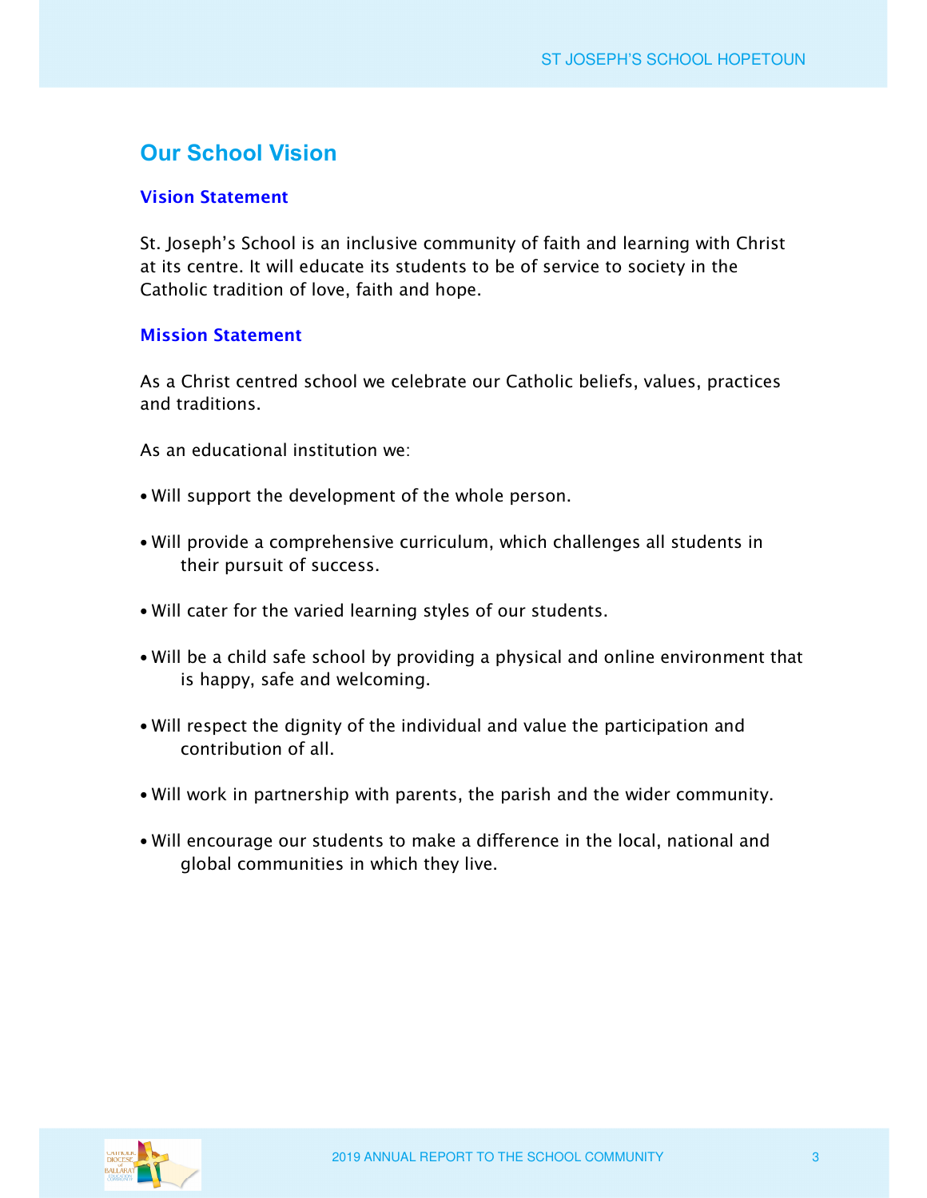## Our School Vision

### Vision Statement

St. Joseph's School is an inclusive community of faith and learning with Christ at its centre. It will educate its students to be of service to society in the Catholic tradition of love, faith and hope.

### Mission Statement

As a Christ centred school we celebrate our Catholic beliefs, values, practices and traditions.

As an educational institution we:

- Will support the development of the whole person.
- Will provide a comprehensive curriculum, which challenges all students in their pursuit of success.
- Will cater for the varied learning styles of our students.
- Will be a child safe school by providing a physical and online environment that is happy, safe and welcoming.
- Will respect the dignity of the individual and value the participation and contribution of all.
- Will work in partnership with parents, the parish and the wider community.
- Will encourage our students to make a difference in the local, national and global communities in which they live.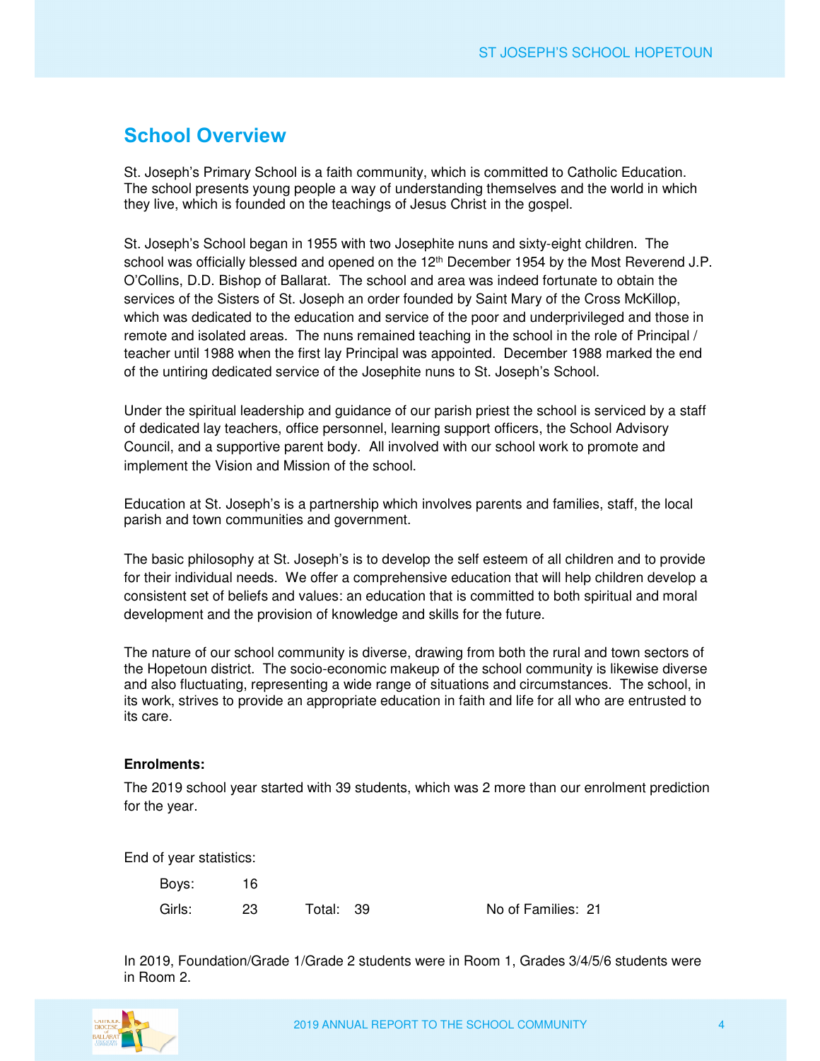## School Overview

St. Joseph's Primary School is a faith community, which is committed to Catholic Education. The school presents young people a way of understanding themselves and the world in which they live, which is founded on the teachings of Jesus Christ in the gospel.

St. Joseph's School began in 1955 with two Josephite nuns and sixty-eight children. The school was officially blessed and opened on the 12th December 1954 by the Most Reverend J.P. O'Collins, D.D. Bishop of Ballarat. The school and area was indeed fortunate to obtain the services of the Sisters of St. Joseph an order founded by Saint Mary of the Cross McKillop, which was dedicated to the education and service of the poor and underprivileged and those in remote and isolated areas. The nuns remained teaching in the school in the role of Principal / teacher until 1988 when the first lay Principal was appointed. December 1988 marked the end of the untiring dedicated service of the Josephite nuns to St. Joseph's School.

Under the spiritual leadership and guidance of our parish priest the school is serviced by a staff of dedicated lay teachers, office personnel, learning support officers, the School Advisory Council, and a supportive parent body. All involved with our school work to promote and implement the Vision and Mission of the school.

Education at St. Joseph's is a partnership which involves parents and families, staff, the local parish and town communities and government.

The basic philosophy at St. Joseph's is to develop the self esteem of all children and to provide for their individual needs. We offer a comprehensive education that will help children develop a consistent set of beliefs and values: an education that is committed to both spiritual and moral development and the provision of knowledge and skills for the future.

The nature of our school community is diverse, drawing from both the rural and town sectors of the Hopetoun district. The socio-economic makeup of the school community is likewise diverse and also fluctuating, representing a wide range of situations and circumstances. The school, in its work, strives to provide an appropriate education in faith and life for all who are entrusted to its care.

**Enrolments:**

The 2019 school year started with 39 students, which was 2 more than our enrolment prediction for the year.

End of year statistics:

| | | | | |
|---|---|---|---|---|
| Boys: | 16 | | | |
| Girls: | 23 | Total: | 39 | No of Families: 21 |

In 2019, Foundation/Grade 1/Grade 2 students were in Room 1, Grades 3/4/5/6 students were in Room 2.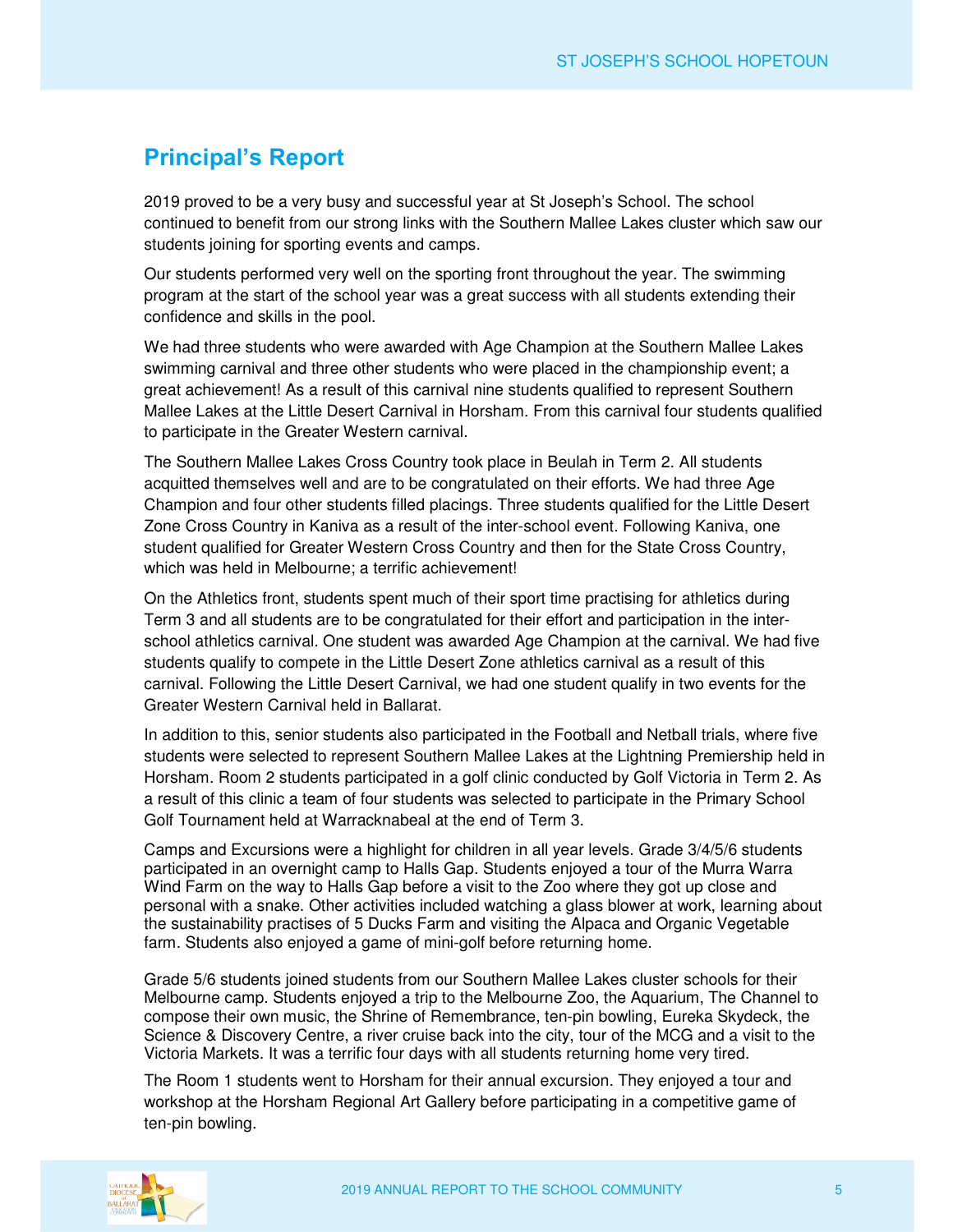## Principal's Report

2019 proved to be a very busy and successful year at St Joseph's School. The school continued to benefit from our strong links with the Southern Mallee Lakes cluster which saw our students joining for sporting events and camps.

Our students performed very well on the sporting front throughout the year. The swimming program at the start of the school year was a great success with all students extending their confidence and skills in the pool.

We had three students who were awarded with Age Champion at the Southern Mallee Lakes swimming carnival and three other students who were placed in the championship event; a great achievement! As a result of this carnival nine students qualified to represent Southern Mallee Lakes at the Little Desert Carnival in Horsham. From this carnival four students qualified to participate in the Greater Western carnival.

The Southern Mallee Lakes Cross Country took place in Beulah in Term 2. All students acquitted themselves well and are to be congratulated on their efforts. We had three Age Champion and four other students filled placings. Three students qualified for the Little Desert Zone Cross Country in Kaniva as a result of the inter-school event. Following Kaniva, one student qualified for Greater Western Cross Country and then for the State Cross Country, which was held in Melbourne; a terrific achievement!

On the Athletics front, students spent much of their sport time practising for athletics during Term 3 and all students are to be congratulated for their effort and participation in the inter-school athletics carnival. One student was awarded Age Champion at the carnival. We had five students qualify to compete in the Little Desert Zone athletics carnival as a result of this carnival. Following the Little Desert Carnival, we had one student qualify in two events for the Greater Western Carnival held in Ballarat.

In addition to this, senior students also participated in the Football and Netball trials, where five students were selected to represent Southern Mallee Lakes at the Lightning Premiership held in Horsham. Room 2 students participated in a golf clinic conducted by Golf Victoria in Term 2. As a result of this clinic a team of four students was selected to participate in the Primary School Golf Tournament held at Warracknabeal at the end of Term 3.

Camps and Excursions were a highlight for children in all year levels. Grade 3/4/5/6 students participated in an overnight camp to Halls Gap. Students enjoyed a tour of the Murra Warra Wind Farm on the way to Halls Gap before a visit to the Zoo where they got up close and personal with a snake. Other activities included watching a glass blower at work, learning about the sustainability practises of 5 Ducks Farm and visiting the Alpaca and Organic Vegetable farm. Students also enjoyed a game of mini-golf before returning home.

Grade 5/6 students joined students from our Southern Mallee Lakes cluster schools for their Melbourne camp. Students enjoyed a trip to the Melbourne Zoo, the Aquarium, The Channel to compose their own music, the Shrine of Remembrance, ten-pin bowling, Eureka Skydeck, the Science & Discovery Centre, a river cruise back into the city, tour of the MCG and a visit to the Victoria Markets. It was a terrific four days with all students returning home very tired.

The Room 1 students went to Horsham for their annual excursion. They enjoyed a tour and workshop at the Horsham Regional Art Gallery before participating in a competitive game of ten-pin bowling.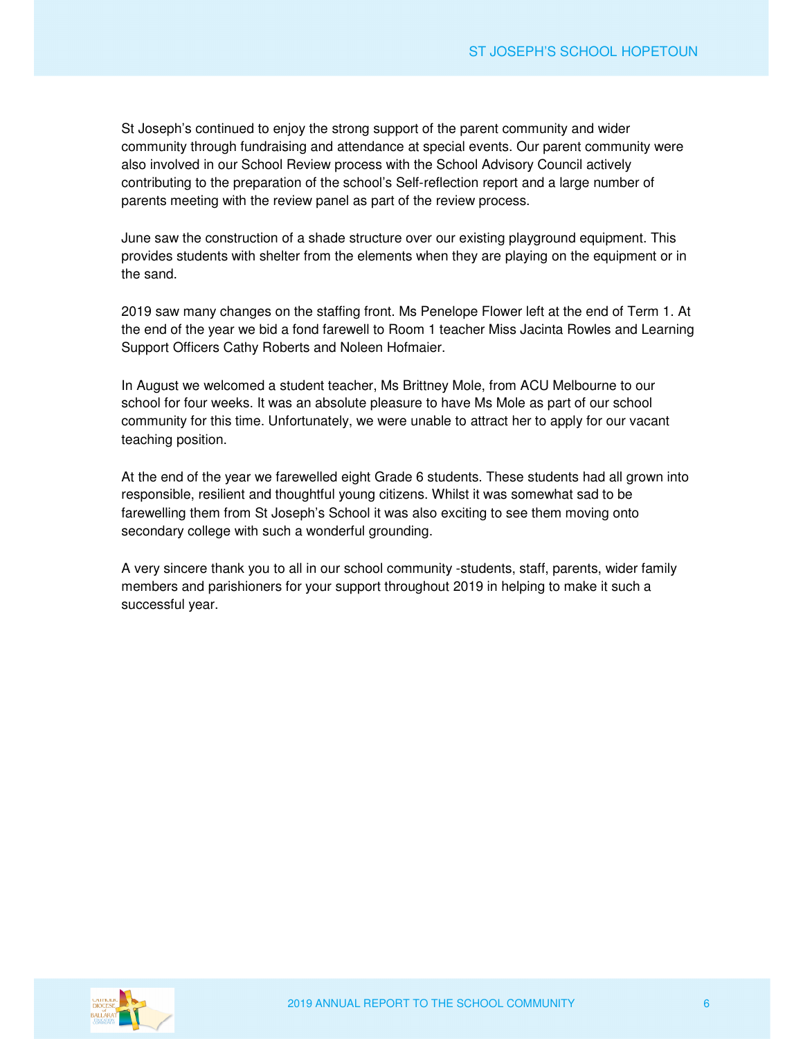St Joseph's continued to enjoy the strong support of the parent community and wider community through fundraising and attendance at special events. Our parent community were also involved in our School Review process with the School Advisory Council actively contributing to the preparation of the school's Self-reflection report and a large number of parents meeting with the review panel as part of the review process.

June saw the construction of a shade structure over our existing playground equipment. This provides students with shelter from the elements when they are playing on the equipment or in the sand.

2019 saw many changes on the staffing front. Ms Penelope Flower left at the end of Term 1. At the end of the year we bid a fond farewell to Room 1 teacher Miss Jacinta Rowles and Learning Support Officers Cathy Roberts and Noleen Hofmaier.

In August we welcomed a student teacher, Ms Brittney Mole, from ACU Melbourne to our school for four weeks. It was an absolute pleasure to have Ms Mole as part of our school community for this time. Unfortunately, we were unable to attract her to apply for our vacant teaching position.

At the end of the year we farewelled eight Grade 6 students. These students had all grown into responsible, resilient and thoughtful young citizens. Whilst it was somewhat sad to be farewelling them from St Joseph's School it was also exciting to see them moving onto secondary college with such a wonderful grounding.

A very sincere thank you to all in our school community -students, staff, parents, wider family members and parishioners for your support throughout 2019 in helping to make it such a successful year.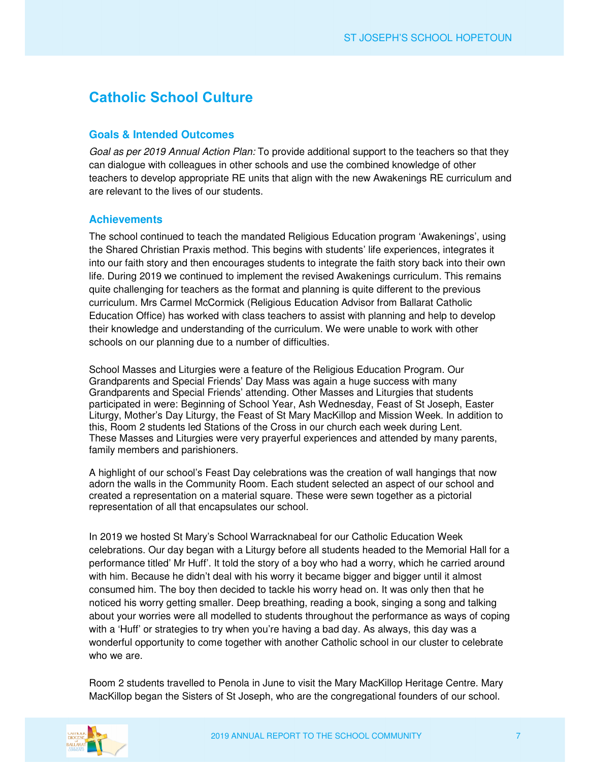# Catholic School Culture

## Goals & Intended Outcomes

*Goal as per 2019 Annual Action Plan:* To provide additional support to the teachers so that they can dialogue with colleagues in other schools and use the combined knowledge of other teachers to develop appropriate RE units that align with the new Awakenings RE curriculum and are relevant to the lives of our students.

## Achievements

The school continued to teach the mandated Religious Education program 'Awakenings', using the Shared Christian Praxis method. This begins with students' life experiences, integrates it into our faith story and then encourages students to integrate the faith story back into their own life. During 2019 we continued to implement the revised Awakenings curriculum. This remains quite challenging for teachers as the format and planning is quite different to the previous curriculum. Mrs Carmel McCormick (Religious Education Advisor from Ballarat Catholic Education Office) has worked with class teachers to assist with planning and help to develop their knowledge and understanding of the curriculum. We were unable to work with other schools on our planning due to a number of difficulties.

School Masses and Liturgies were a feature of the Religious Education Program. Our Grandparents and Special Friends' Day Mass was again a huge success with many Grandparents and Special Friends' attending. Other Masses and Liturgies that students participated in were: Beginning of School Year, Ash Wednesday, Feast of St Joseph, Easter Liturgy, Mother's Day Liturgy, the Feast of St Mary MacKillop and Mission Week. In addition to this, Room 2 students led Stations of the Cross in our church each week during Lent. These Masses and Liturgies were very prayerful experiences and attended by many parents, family members and parishioners.

A highlight of our school's Feast Day celebrations was the creation of wall hangings that now adorn the walls in the Community Room. Each student selected an aspect of our school and created a representation on a material square. These were sewn together as a pictorial representation of all that encapsulates our school.

In 2019 we hosted St Mary's School Warracknabeal for our Catholic Education Week celebrations. Our day began with a Liturgy before all students headed to the Memorial Hall for a performance titled' Mr Huff'. It told the story of a boy who had a worry, which he carried around with him. Because he didn't deal with his worry it became bigger and bigger until it almost consumed him. The boy then decided to tackle his worry head on. It was only then that he noticed his worry getting smaller. Deep breathing, reading a book, singing a song and talking about your worries were all modelled to students throughout the performance as ways of coping with a 'Huff' or strategies to try when you're having a bad day. As always, this day was a wonderful opportunity to come together with another Catholic school in our cluster to celebrate who we are.

Room 2 students travelled to Penola in June to visit the Mary MacKillop Heritage Centre. Mary MacKillop began the Sisters of St Joseph, who are the congregational founders of our school.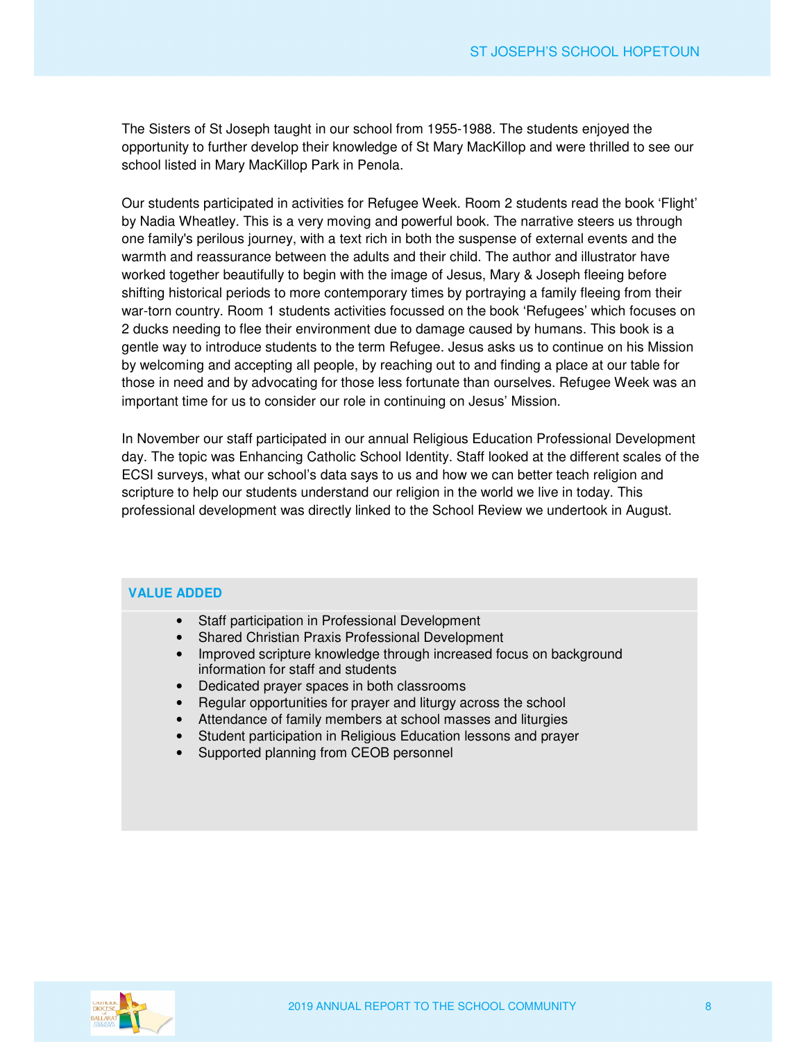The Sisters of St Joseph taught in our school from 1955-1988. The students enjoyed the opportunity to further develop their knowledge of St Mary MacKillop and were thrilled to see our school listed in Mary MacKillop Park in Penola.

Our students participated in activities for Refugee Week. Room 2 students read the book 'Flight' by Nadia Wheatley. This is a very moving and powerful book. The narrative steers us through one family's perilous journey, with a text rich in both the suspense of external events and the warmth and reassurance between the adults and their child. The author and illustrator have worked together beautifully to begin with the image of Jesus, Mary & Joseph fleeing before shifting historical periods to more contemporary times by portraying a family fleeing from their war-torn country. Room 1 students activities focussed on the book 'Refugees' which focuses on 2 ducks needing to flee their environment due to damage caused by humans. This book is a gentle way to introduce students to the term Refugee. Jesus asks us to continue on his Mission by welcoming and accepting all people, by reaching out to and finding a place at our table for those in need and by advocating for those less fortunate than ourselves. Refugee Week was an important time for us to consider our role in continuing on Jesus' Mission.

In November our staff participated in our annual Religious Education Professional Development day. The topic was Enhancing Catholic School Identity. Staff looked at the different scales of the ECSI surveys, what our school's data says to us and how we can better teach religion and scripture to help our students understand our religion in the world we live in today. This professional development was directly linked to the School Review we undertook in August.

## VALUE ADDED

- Staff participation in Professional Development
- Shared Christian Praxis Professional Development
- Improved scripture knowledge through increased focus on background information for staff and students
- Dedicated prayer spaces in both classrooms
- Regular opportunities for prayer and liturgy across the school
- Attendance of family members at school masses and liturgies
- Student participation in Religious Education lessons and prayer
- Supported planning from CEOB personnel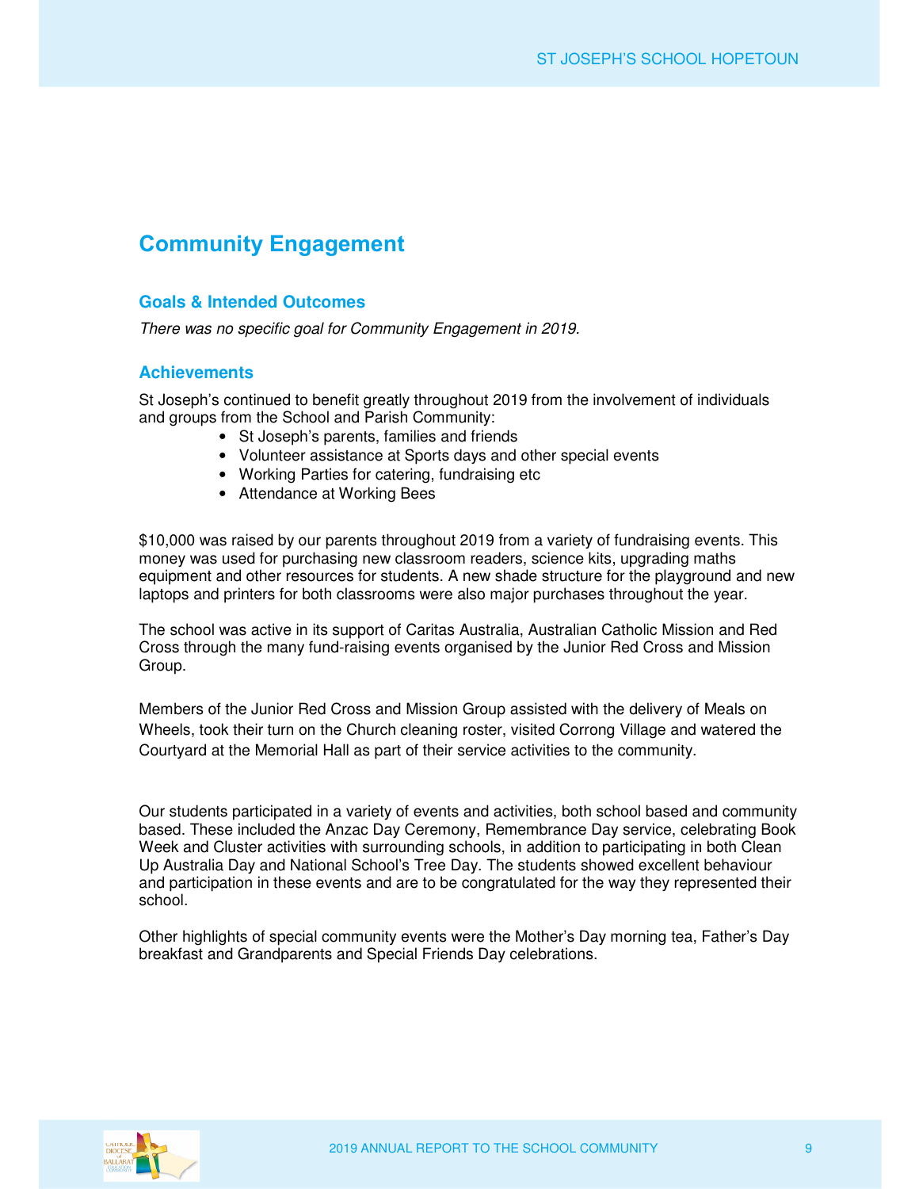## Community Engagement

### Goals & Intended Outcomes

*There was no specific goal for Community Engagement in 2019.*

### Achievements

St Joseph's continued to benefit greatly throughout 2019 from the involvement of individuals and groups from the School and Parish Community:

- St Joseph's parents, families and friends
- Volunteer assistance at Sports days and other special events
- Working Parties for catering, fundraising etc
- Attendance at Working Bees

$10,000 was raised by our parents throughout 2019 from a variety of fundraising events. This money was used for purchasing new classroom readers, science kits, upgrading maths equipment and other resources for students. A new shade structure for the playground and new laptops and printers for both classrooms were also major purchases throughout the year.

The school was active in its support of Caritas Australia, Australian Catholic Mission and Red Cross through the many fund-raising events organised by the Junior Red Cross and Mission Group.

Members of the Junior Red Cross and Mission Group assisted with the delivery of Meals on Wheels, took their turn on the Church cleaning roster, visited Corrong Village and watered the Courtyard at the Memorial Hall as part of their service activities to the community.

Our students participated in a variety of events and activities, both school based and community based. These included the Anzac Day Ceremony, Remembrance Day service, celebrating Book Week and Cluster activities with surrounding schools, in addition to participating in both Clean Up Australia Day and National School's Tree Day. The students showed excellent behaviour and participation in these events and are to be congratulated for the way they represented their school.

Other highlights of special community events were the Mother's Day morning tea, Father's Day breakfast and Grandparents and Special Friends Day celebrations.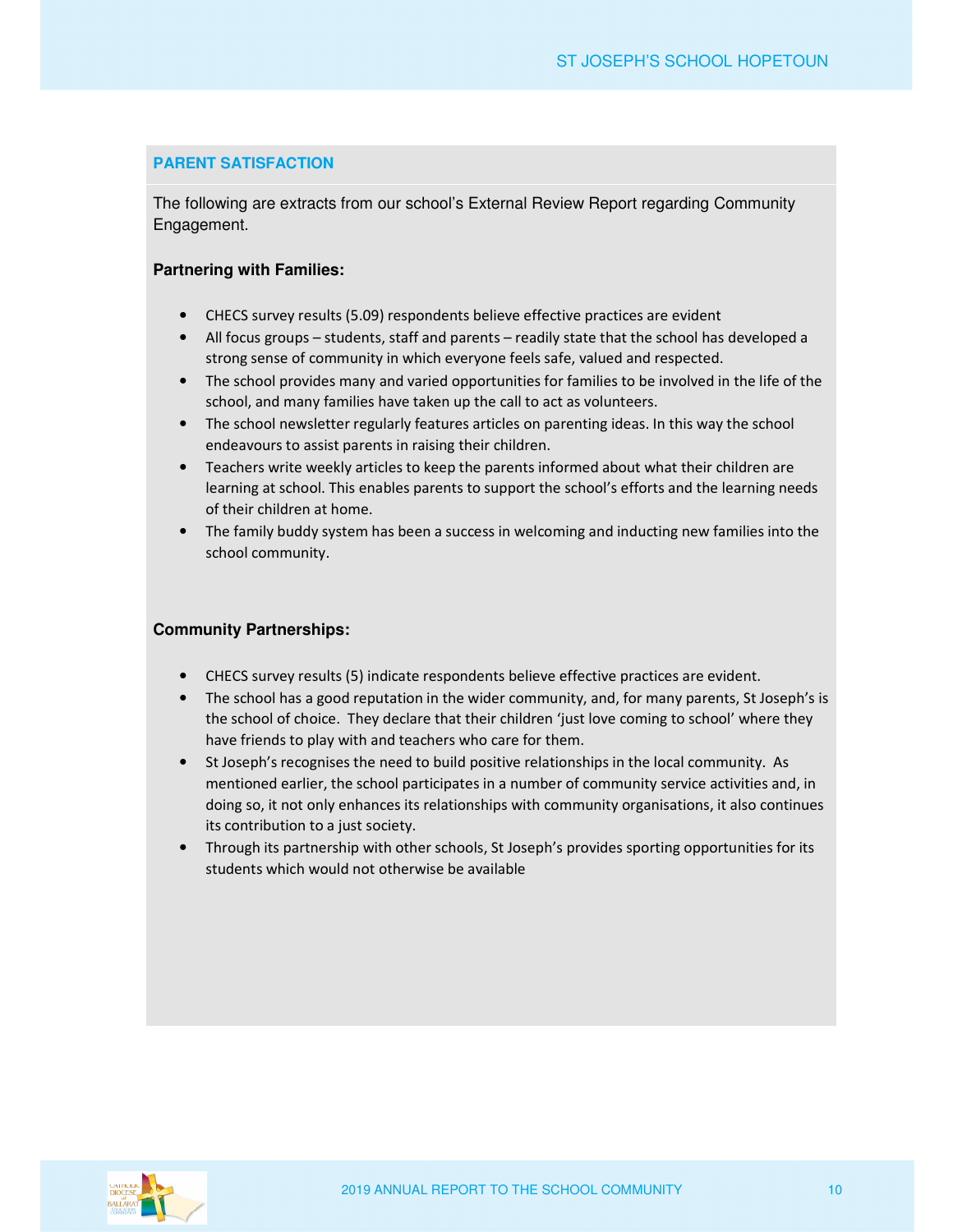## PARENT SATISFACTION

The following are extracts from our school's External Review Report regarding Community Engagement.

**Partnering with Families:**

- CHECS survey results (5.09) respondents believe effective practices are evident
- All focus groups – students, staff and parents – readily state that the school has developed a strong sense of community in which everyone feels safe, valued and respected.
- The school provides many and varied opportunities for families to be involved in the life of the school, and many families have taken up the call to act as volunteers.
- The school newsletter regularly features articles on parenting ideas. In this way the school endeavours to assist parents in raising their children.
- Teachers write weekly articles to keep the parents informed about what their children are learning at school. This enables parents to support the school's efforts and the learning needs of their children at home.
- The family buddy system has been a success in welcoming and inducting new families into the school community.

**Community Partnerships:**

- CHECS survey results (5) indicate respondents believe effective practices are evident.
- The school has a good reputation in the wider community, and, for many parents, St Joseph's is the school of choice. They declare that their children 'just love coming to school' where they have friends to play with and teachers who care for them.
- St Joseph's recognises the need to build positive relationships in the local community. As mentioned earlier, the school participates in a number of community service activities and, in doing so, it not only enhances its relationships with community organisations, it also continues its contribution to a just society.
- Through its partnership with other schools, St Joseph's provides sporting opportunities for its students which would not otherwise be available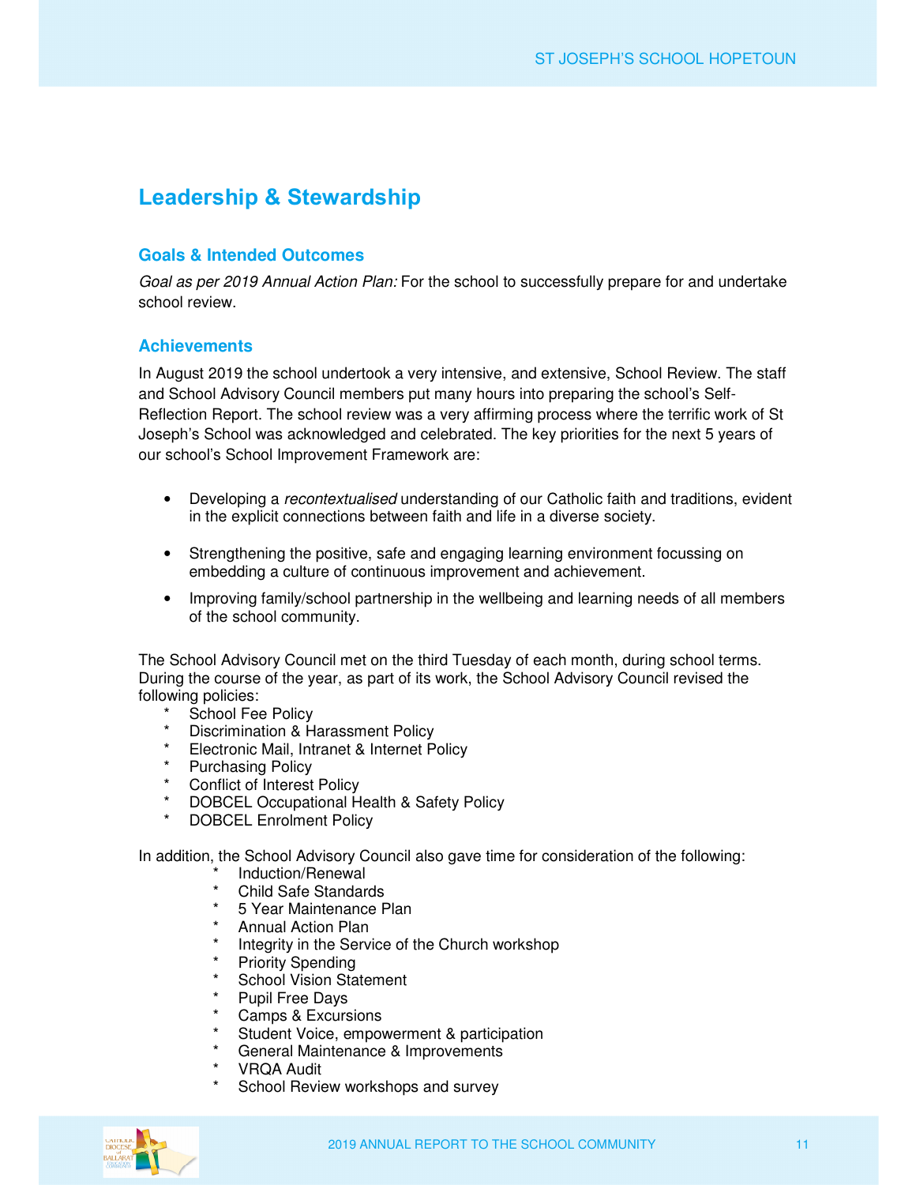# Leadership & Stewardship

## Goals & Intended Outcomes

*Goal as per 2019 Annual Action Plan:* For the school to successfully prepare for and undertake school review.

## Achievements

In August 2019 the school undertook a very intensive, and extensive, School Review. The staff and School Advisory Council members put many hours into preparing the school's Self-Reflection Report. The school review was a very affirming process where the terrific work of St Joseph's School was acknowledged and celebrated. The key priorities for the next 5 years of our school's School Improvement Framework are:

- Developing a *recontextualised* understanding of our Catholic faith and traditions, evident in the explicit connections between faith and life in a diverse society.
- Strengthening the positive, safe and engaging learning environment focussing on embedding a culture of continuous improvement and achievement.
- Improving family/school partnership in the wellbeing and learning needs of all members of the school community.

The School Advisory Council met on the third Tuesday of each month, during school terms. During the course of the year, as part of its work, the School Advisory Council revised the following policies:

- School Fee Policy
- Discrimination & Harassment Policy
- Electronic Mail, Intranet & Internet Policy
- Purchasing Policy
- Conflict of Interest Policy
- DOBCEL Occupational Health & Safety Policy
- DOBCEL Enrolment Policy

In addition, the School Advisory Council also gave time for consideration of the following:

- Induction/Renewal
- Child Safe Standards
- 5 Year Maintenance Plan
- Annual Action Plan
- Integrity in the Service of the Church workshop
- Priority Spending
- School Vision Statement
- Pupil Free Days
- Camps & Excursions
- Student Voice, empowerment & participation
- General Maintenance & Improvements
- VRQA Audit
- School Review workshops and survey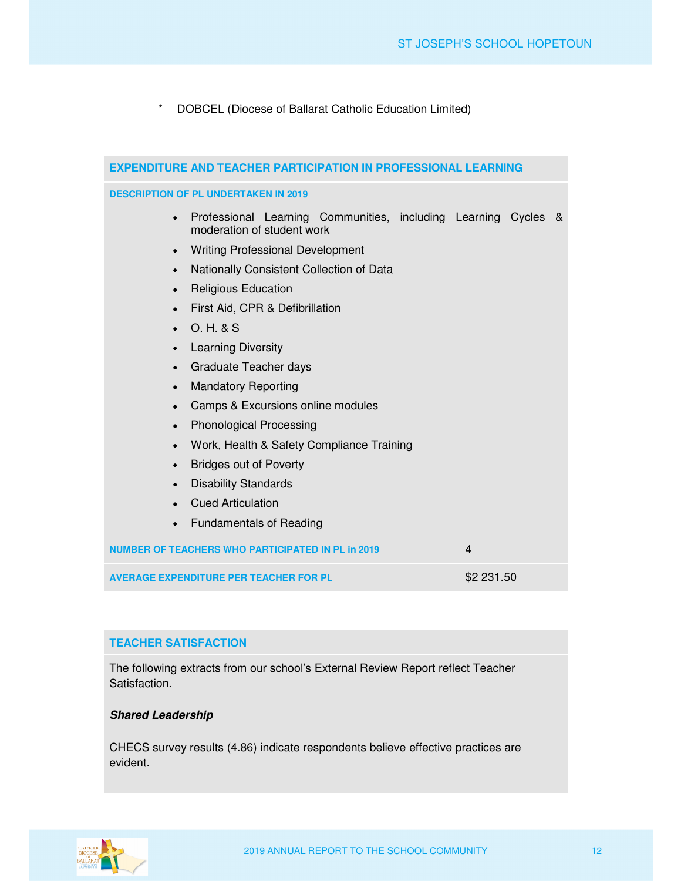* DOBCEL (Diocese of Ballarat Catholic Education Limited)

## EXPENDITURE AND TEACHER PARTICIPATION IN PROFESSIONAL LEARNING

### DESCRIPTION OF PL UNDERTAKEN IN 2019

- Professional Learning Communities, including Learning Cycles & moderation of student work
- Writing Professional Development
- Nationally Consistent Collection of Data
- Religious Education
- First Aid, CPR & Defibrillation
- O. H. & S
- Learning Diversity
- Graduate Teacher days
- Mandatory Reporting
- Camps & Excursions online modules
- Phonological Processing
- Work, Health & Safety Compliance Training
- Bridges out of Poverty
- Disability Standards
- Cued Articulation
- Fundamentals of Reading

| | |
|---|---|
| NUMBER OF TEACHERS WHO PARTICIPATED IN PL in 2019 | 4 |
| AVERAGE EXPENDITURE PER TEACHER FOR PL | $2 231.50 |

## TEACHER SATISFACTION

The following extracts from our school's External Review Report reflect Teacher Satisfaction.

***Shared Leadership***

CHECS survey results (4.86) indicate respondents believe effective practices are evident.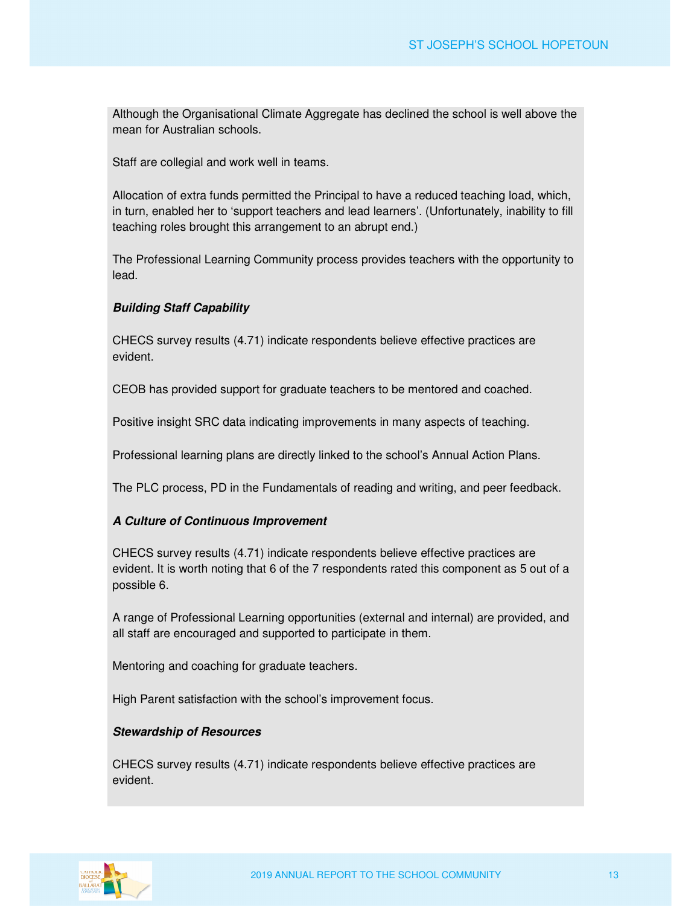Although the Organisational Climate Aggregate has declined the school is well above the mean for Australian schools.

Staff are collegial and work well in teams.

Allocation of extra funds permitted the Principal to have a reduced teaching load, which, in turn, enabled her to 'support teachers and lead learners'. (Unfortunately, inability to fill teaching roles brought this arrangement to an abrupt end.)

The Professional Learning Community process provides teachers with the opportunity to lead.

***Building Staff Capability***

CHECS survey results (4.71) indicate respondents believe effective practices are evident.

CEOB has provided support for graduate teachers to be mentored and coached.

Positive insight SRC data indicating improvements in many aspects of teaching.

Professional learning plans are directly linked to the school's Annual Action Plans.

The PLC process, PD in the Fundamentals of reading and writing, and peer feedback.

***A Culture of Continuous Improvement***

CHECS survey results (4.71) indicate respondents believe effective practices are evident. It is worth noting that 6 of the 7 respondents rated this component as 5 out of a possible 6.

A range of Professional Learning opportunities (external and internal) are provided, and all staff are encouraged and supported to participate in them.

Mentoring and coaching for graduate teachers.

High Parent satisfaction with the school's improvement focus.

***Stewardship of Resources***

CHECS survey results (4.71) indicate respondents believe effective practices are evident.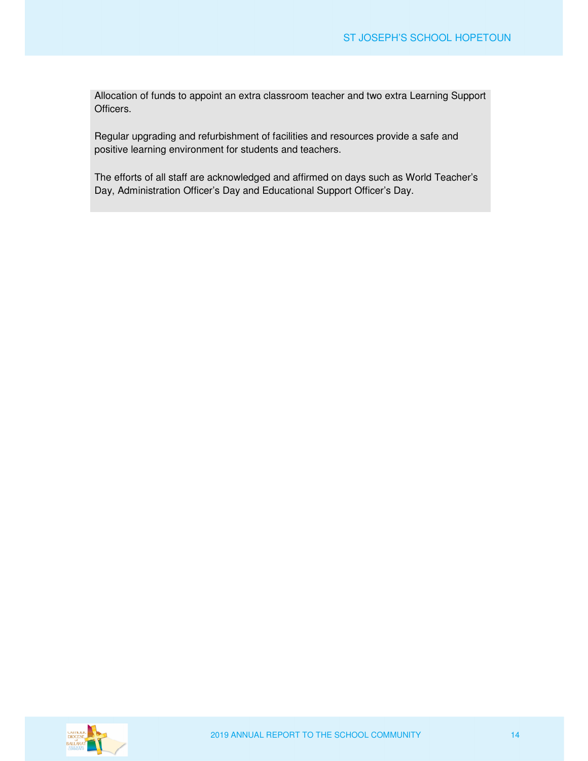Allocation of funds to appoint an extra classroom teacher and two extra Learning Support Officers.

Regular upgrading and refurbishment of facilities and resources provide a safe and positive learning environment for students and teachers.

The efforts of all staff are acknowledged and affirmed on days such as World Teacher's Day, Administration Officer's Day and Educational Support Officer's Day.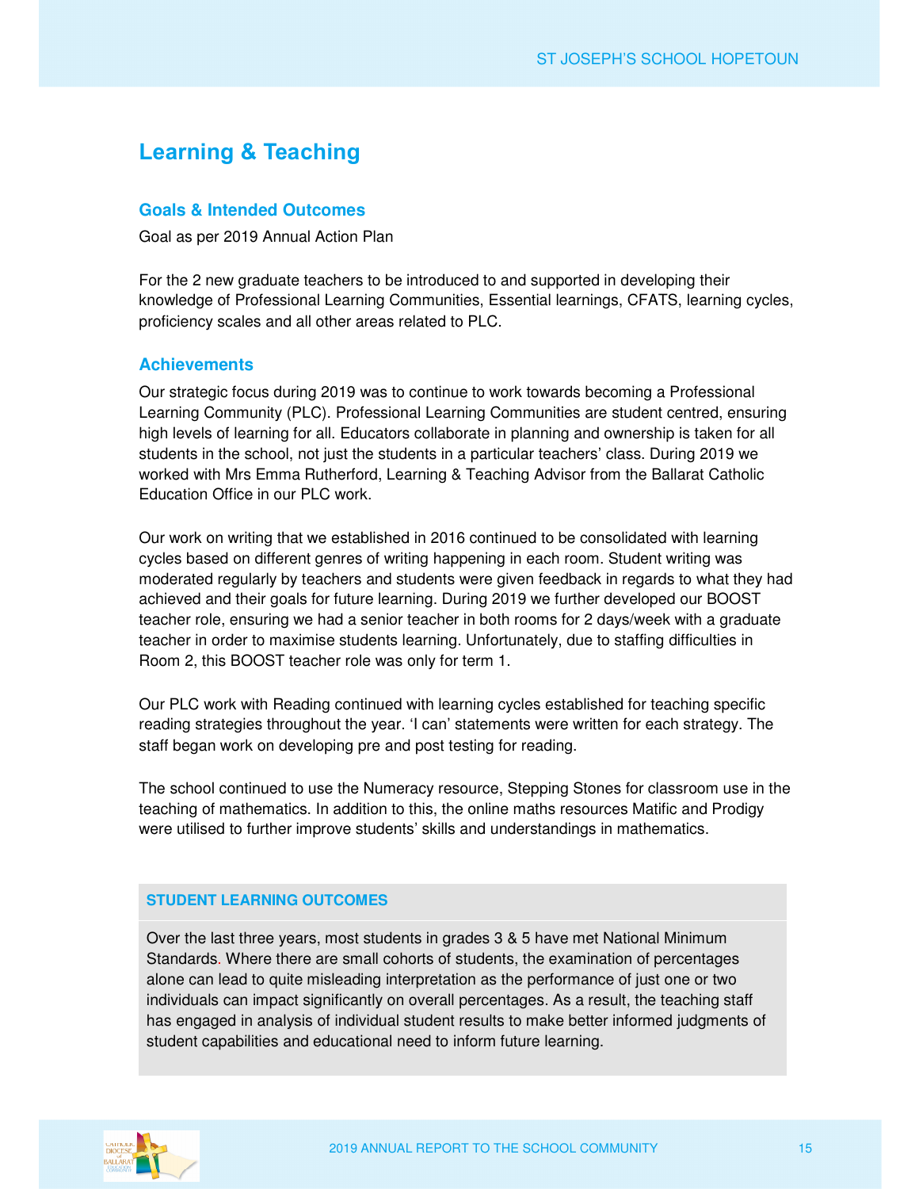# Learning & Teaching

## Goals & Intended Outcomes

Goal as per 2019 Annual Action Plan

For the 2 new graduate teachers to be introduced to and supported in developing their knowledge of Professional Learning Communities, Essential learnings, CFATS, learning cycles, proficiency scales and all other areas related to PLC.

## Achievements

Our strategic focus during 2019 was to continue to work towards becoming a Professional Learning Community (PLC). Professional Learning Communities are student centred, ensuring high levels of learning for all. Educators collaborate in planning and ownership is taken for all students in the school, not just the students in a particular teachers' class. During 2019 we worked with Mrs Emma Rutherford, Learning & Teaching Advisor from the Ballarat Catholic Education Office in our PLC work.

Our work on writing that we established in 2016 continued to be consolidated with learning cycles based on different genres of writing happening in each room. Student writing was moderated regularly by teachers and students were given feedback in regards to what they had achieved and their goals for future learning. During 2019 we further developed our BOOST teacher role, ensuring we had a senior teacher in both rooms for 2 days/week with a graduate teacher in order to maximise students learning. Unfortunately, due to staffing difficulties in Room 2, this BOOST teacher role was only for term 1.

Our PLC work with Reading continued with learning cycles established for teaching specific reading strategies throughout the year. 'I can' statements were written for each strategy. The staff began work on developing pre and post testing for reading.

The school continued to use the Numeracy resource, Stepping Stones for classroom use in the teaching of mathematics. In addition to this, the online maths resources Matific and Prodigy were utilised to further improve students' skills and understandings in mathematics.

### STUDENT LEARNING OUTCOMES

Over the last three years, most students in grades 3 & 5 have met National Minimum Standards. Where there are small cohorts of students, the examination of percentages alone can lead to quite misleading interpretation as the performance of just one or two individuals can impact significantly on overall percentages. As a result, the teaching staff has engaged in analysis of individual student results to make better informed judgments of student capabilities and educational need to inform future learning.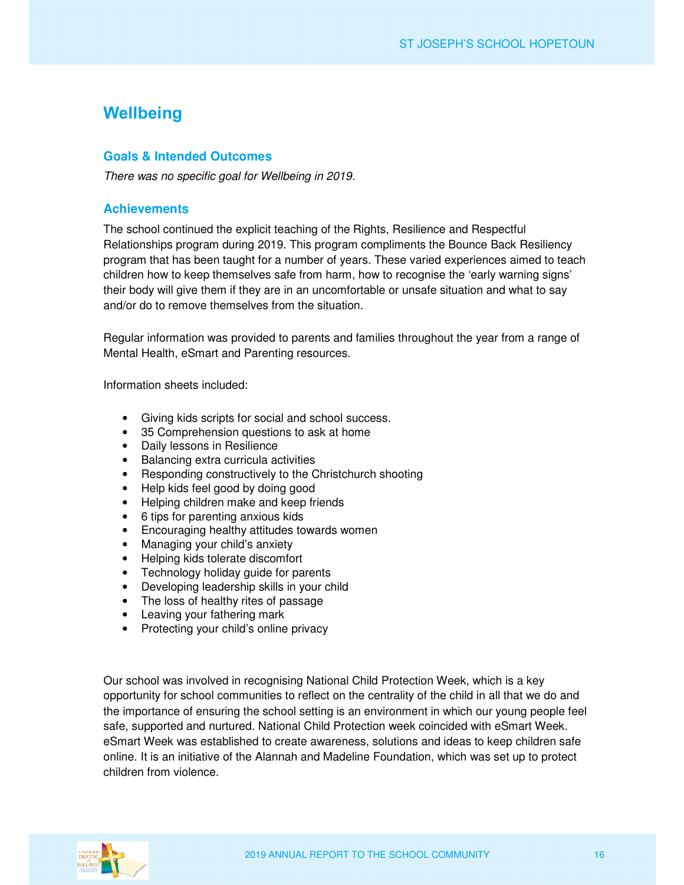## Wellbeing

### Goals & Intended Outcomes

*There was no specific goal for Wellbeing in 2019.*

### Achievements

The school continued the explicit teaching of the Rights, Resilience and Respectful Relationships program during 2019. This program compliments the Bounce Back Resiliency program that has been taught for a number of years. These varied experiences aimed to teach children how to keep themselves safe from harm, how to recognise the 'early warning signs' their body will give them if they are in an uncomfortable or unsafe situation and what to say and/or do to remove themselves from the situation.

Regular information was provided to parents and families throughout the year from a range of Mental Health, eSmart and Parenting resources.

Information sheets included:

- Giving kids scripts for social and school success.
- 35 Comprehension questions to ask at home
- Daily lessons in Resilience
- Balancing extra curricula activities
- Responding constructively to the Christchurch shooting
- Help kids feel good by doing good
- Helping children make and keep friends
- 6 tips for parenting anxious kids
- Encouraging healthy attitudes towards women
- Managing your child's anxiety
- Helping kids tolerate discomfort
- Technology holiday guide for parents
- Developing leadership skills in your child
- The loss of healthy rites of passage
- Leaving your fathering mark
- Protecting your child's online privacy

Our school was involved in recognising National Child Protection Week, which is a key opportunity for school communities to reflect on the centrality of the child in all that we do and the importance of ensuring the school setting is an environment in which our young people feel safe, supported and nurtured. National Child Protection week coincided with eSmart Week. eSmart Week was established to create awareness, solutions and ideas to keep children safe online. It is an initiative of the Alannah and Madeline Foundation, which was set up to protect children from violence.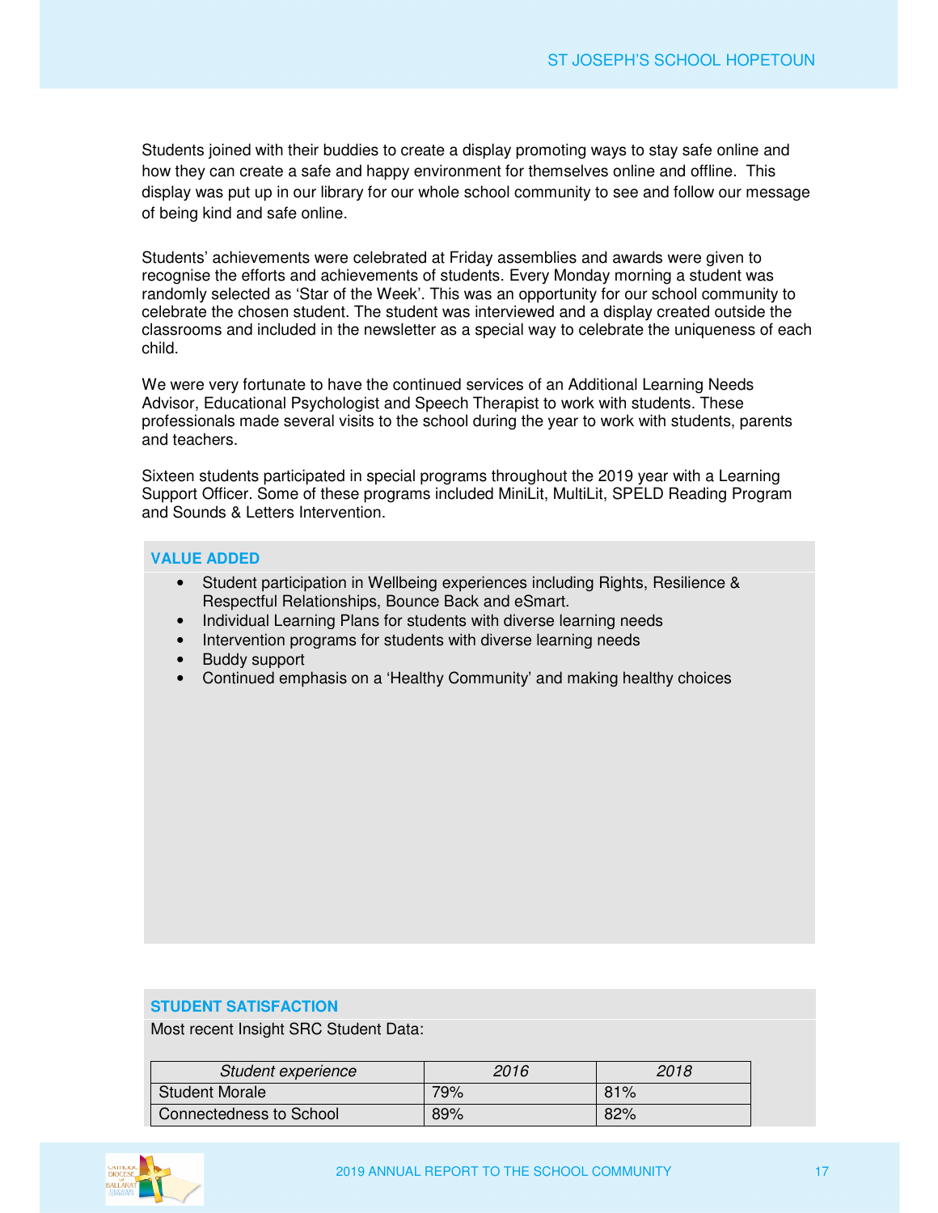Students joined with their buddies to create a display promoting ways to stay safe online and how they can create a safe and happy environment for themselves online and offline. This display was put up in our library for our whole school community to see and follow our message of being kind and safe online.

Students' achievements were celebrated at Friday assemblies and awards were given to recognise the efforts and achievements of students. Every Monday morning a student was randomly selected as 'Star of the Week'. This was an opportunity for our school community to celebrate the chosen student. The student was interviewed and a display created outside the classrooms and included in the newsletter as a special way to celebrate the uniqueness of each child.

We were very fortunate to have the continued services of an Additional Learning Needs Advisor, Educational Psychologist and Speech Therapist to work with students. These professionals made several visits to the school during the year to work with students, parents and teachers.

Sixteen students participated in special programs throughout the 2019 year with a Learning Support Officer. Some of these programs included MiniLit, MultiLit, SPELD Reading Program and Sounds & Letters Intervention.

## VALUE ADDED

- Student participation in Wellbeing experiences including Rights, Resilience & Respectful Relationships, Bounce Back and eSmart.
- Individual Learning Plans for students with diverse learning needs
- Intervention programs for students with diverse learning needs
- Buddy support
- Continued emphasis on a 'Healthy Community' and making healthy choices

## STUDENT SATISFACTION

Most recent Insight SRC Student Data:

| *Student experience* | *2016* | *2018* |
|---|---|---|
| Student Morale | 79% | 81% |
| Connectedness to School | 89% | 82% |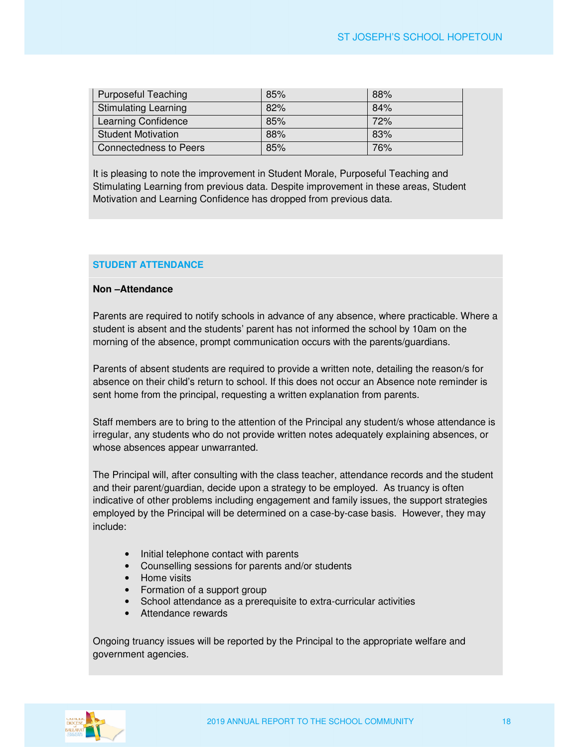| Purposeful Teaching | 85% | 88% |
|---|---|---|
| Stimulating Learning | 82% | 84% |
| Learning Confidence | 85% | 72% |
| Student Motivation | 88% | 83% |
| Connectedness to Peers | 85% | 76% |

It is pleasing to note the improvement in Student Morale, Purposeful Teaching and Stimulating Learning from previous data. Despite improvement in these areas, Student Motivation and Learning Confidence has dropped from previous data.

## STUDENT ATTENDANCE

**Non –Attendance**

Parents are required to notify schools in advance of any absence, where practicable. Where a student is absent and the students' parent has not informed the school by 10am on the morning of the absence, prompt communication occurs with the parents/guardians.

Parents of absent students are required to provide a written note, detailing the reason/s for absence on their child's return to school. If this does not occur an Absence note reminder is sent home from the principal, requesting a written explanation from parents.

Staff members are to bring to the attention of the Principal any student/s whose attendance is irregular, any students who do not provide written notes adequately explaining absences, or whose absences appear unwarranted.

The Principal will, after consulting with the class teacher, attendance records and the student and their parent/guardian, decide upon a strategy to be employed. As truancy is often indicative of other problems including engagement and family issues, the support strategies employed by the Principal will be determined on a case-by-case basis. However, they may include:

- Initial telephone contact with parents
- Counselling sessions for parents and/or students
- Home visits
- Formation of a support group
- School attendance as a prerequisite to extra-curricular activities
- Attendance rewards

Ongoing truancy issues will be reported by the Principal to the appropriate welfare and government agencies.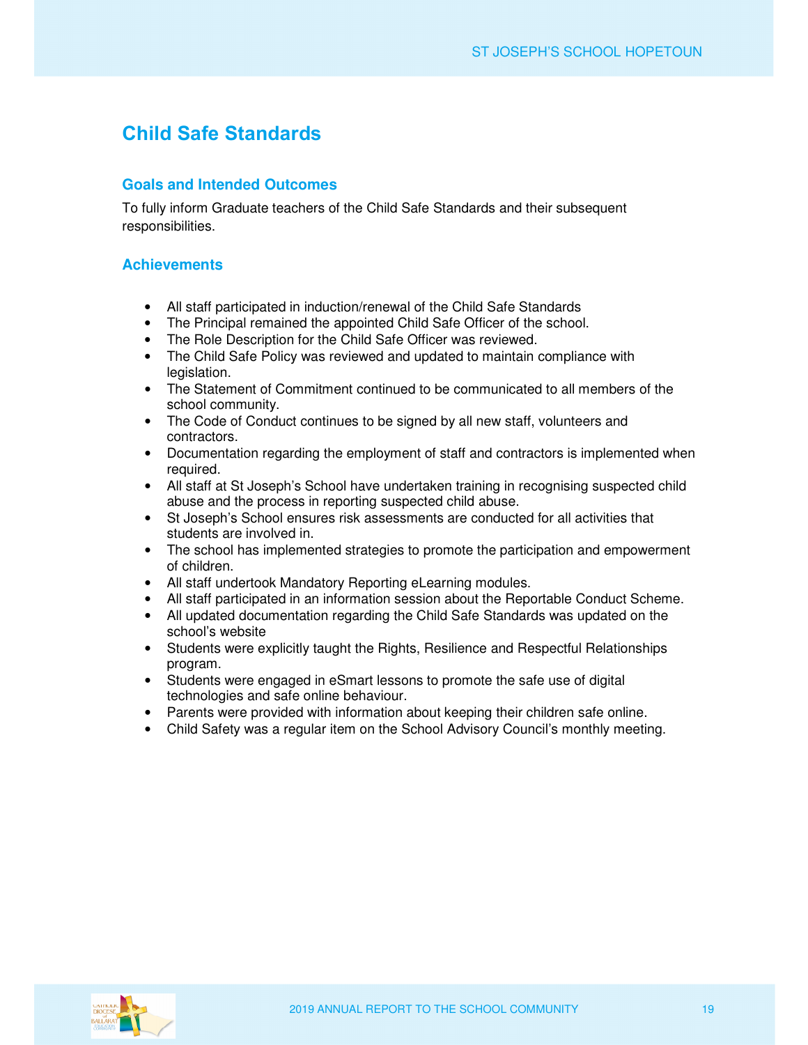## Child Safe Standards

### Goals and Intended Outcomes

To fully inform Graduate teachers of the Child Safe Standards and their subsequent responsibilities.

### Achievements

- All staff participated in induction/renewal of the Child Safe Standards
- The Principal remained the appointed Child Safe Officer of the school.
- The Role Description for the Child Safe Officer was reviewed.
- The Child Safe Policy was reviewed and updated to maintain compliance with legislation.
- The Statement of Commitment continued to be communicated to all members of the school community.
- The Code of Conduct continues to be signed by all new staff, volunteers and contractors.
- Documentation regarding the employment of staff and contractors is implemented when required.
- All staff at St Joseph's School have undertaken training in recognising suspected child abuse and the process in reporting suspected child abuse.
- St Joseph's School ensures risk assessments are conducted for all activities that students are involved in.
- The school has implemented strategies to promote the participation and empowerment of children.
- All staff undertook Mandatory Reporting eLearning modules.
- All staff participated in an information session about the Reportable Conduct Scheme.
- All updated documentation regarding the Child Safe Standards was updated on the school's website
- Students were explicitly taught the Rights, Resilience and Respectful Relationships program.
- Students were engaged in eSmart lessons to promote the safe use of digital technologies and safe online behaviour.
- Parents were provided with information about keeping their children safe online.
- Child Safety was a regular item on the School Advisory Council's monthly meeting.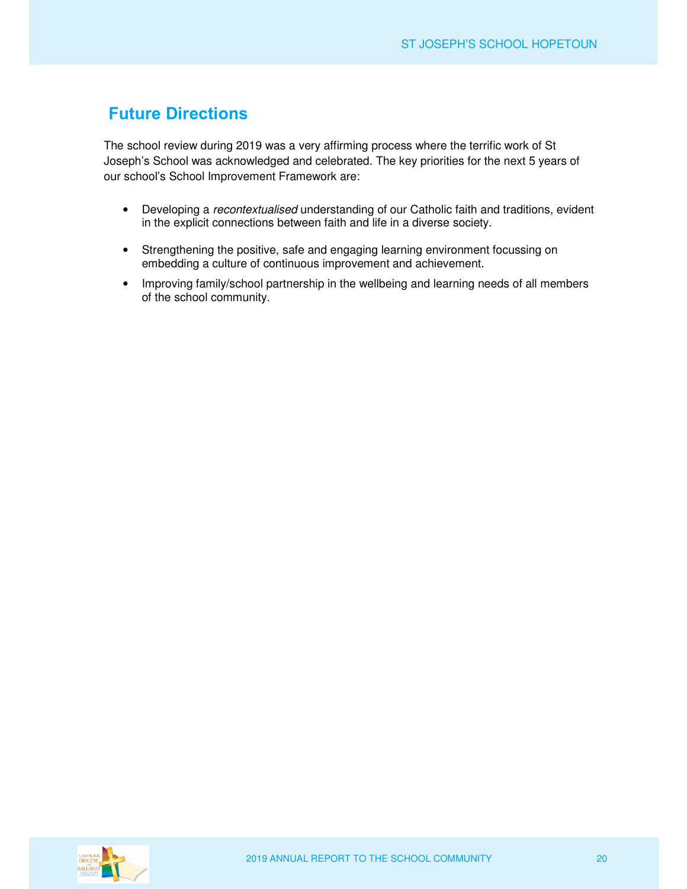## Future Directions

The school review during 2019 was a very affirming process where the terrific work of St Joseph's School was acknowledged and celebrated. The key priorities for the next 5 years of our school's School Improvement Framework are:

- Developing a *recontextualised* understanding of our Catholic faith and traditions, evident in the explicit connections between faith and life in a diverse society.
- Strengthening the positive, safe and engaging learning environment focussing on embedding a culture of continuous improvement and achievement.
- Improving family/school partnership in the wellbeing and learning needs of all members of the school community.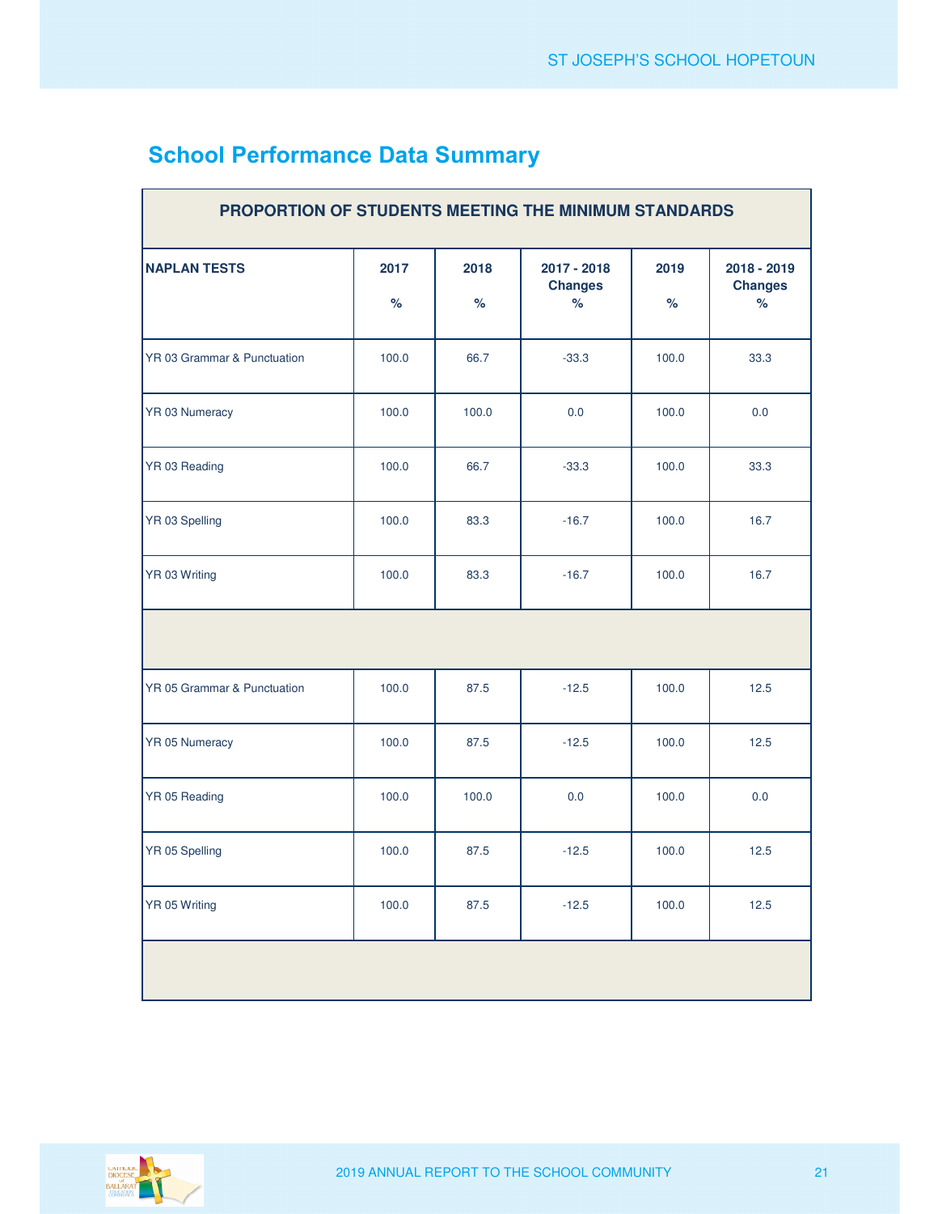## School Performance Data Summary

| PROPORTION OF STUDENTS MEETING THE MINIMUM STANDARDS | | | | | |
|---|---|---|---|---|---|
| **NAPLAN TESTS** | **2017 %** | **2018 %** | **2017 - 2018 Changes %** | **2019 %** | **2018 - 2019 Changes %** |
| YR 03 Grammar & Punctuation | 100.0 | 66.7 | -33.3 | 100.0 | 33.3 |
| YR 03 Numeracy | 100.0 | 100.0 | 0.0 | 100.0 | 0.0 |
| YR 03 Reading | 100.0 | 66.7 | -33.3 | 100.0 | 33.3 |
| YR 03 Spelling | 100.0 | 83.3 | -16.7 | 100.0 | 16.7 |
| YR 03 Writing | 100.0 | 83.3 | -16.7 | 100.0 | 16.7 |
| | | | | | |
| YR 05 Grammar & Punctuation | 100.0 | 87.5 | -12.5 | 100.0 | 12.5 |
| YR 05 Numeracy | 100.0 | 87.5 | -12.5 | 100.0 | 12.5 |
| YR 05 Reading | 100.0 | 100.0 | 0.0 | 100.0 | 0.0 |
| YR 05 Spelling | 100.0 | 87.5 | -12.5 | 100.0 | 12.5 |
| YR 05 Writing | 100.0 | 87.5 | -12.5 | 100.0 | 12.5 |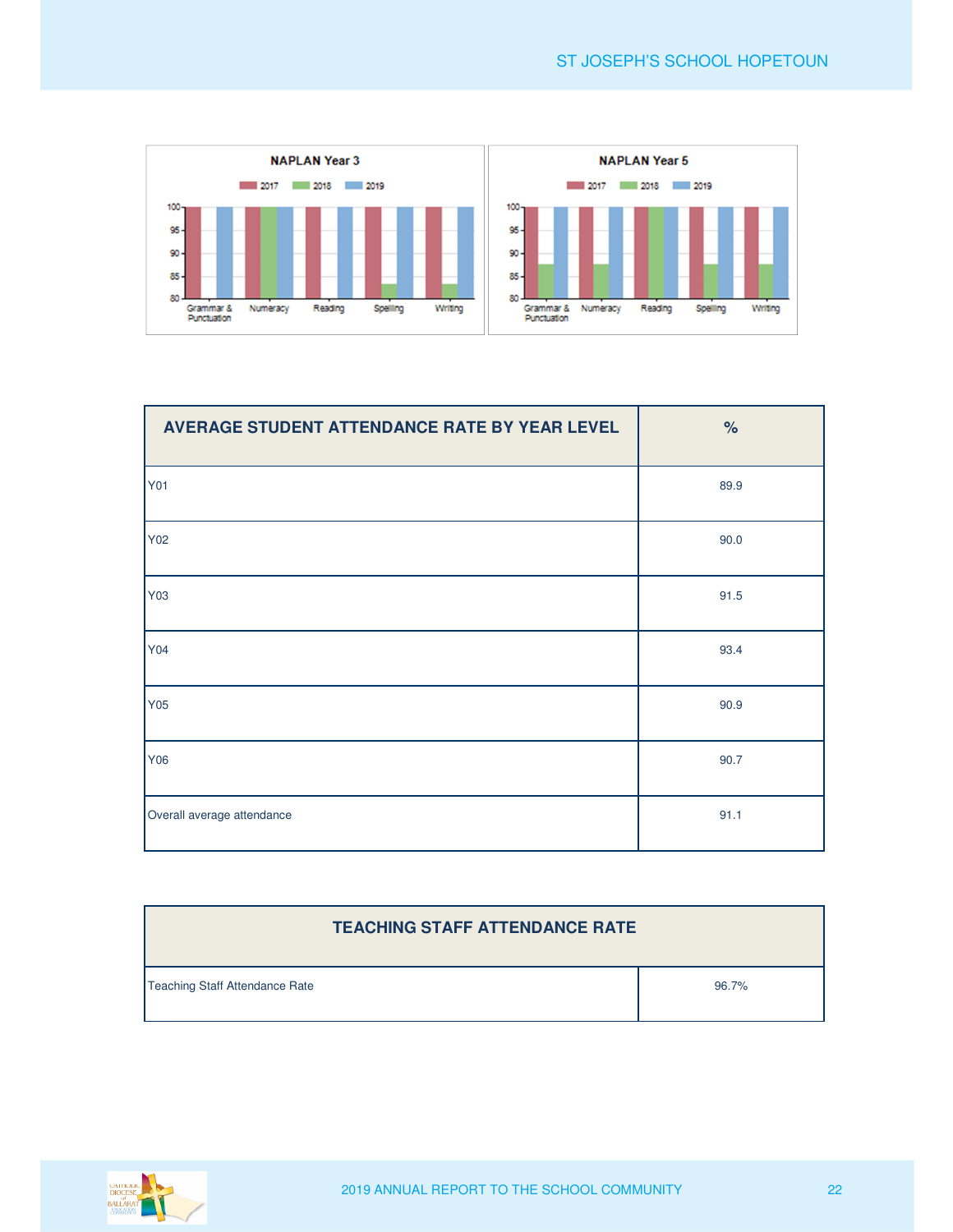NAPLAN Year 3

2017 | 2018 | 2019

NAPLAN Year 5

2017 | 2018 | 2019

| AVERAGE STUDENT ATTENDANCE RATE BY YEAR LEVEL | % |
|---|---|
| Y01 | 89.9 |
| Y02 | 90.0 |
| Y03 | 91.5 |
| Y04 | 93.4 |
| Y05 | 90.9 |
| Y06 | 90.7 |
| Overall average attendance | 91.1 |

| TEACHING STAFF ATTENDANCE RATE | |
|---|---|
| Teaching Staff Attendance Rate | 96.7% |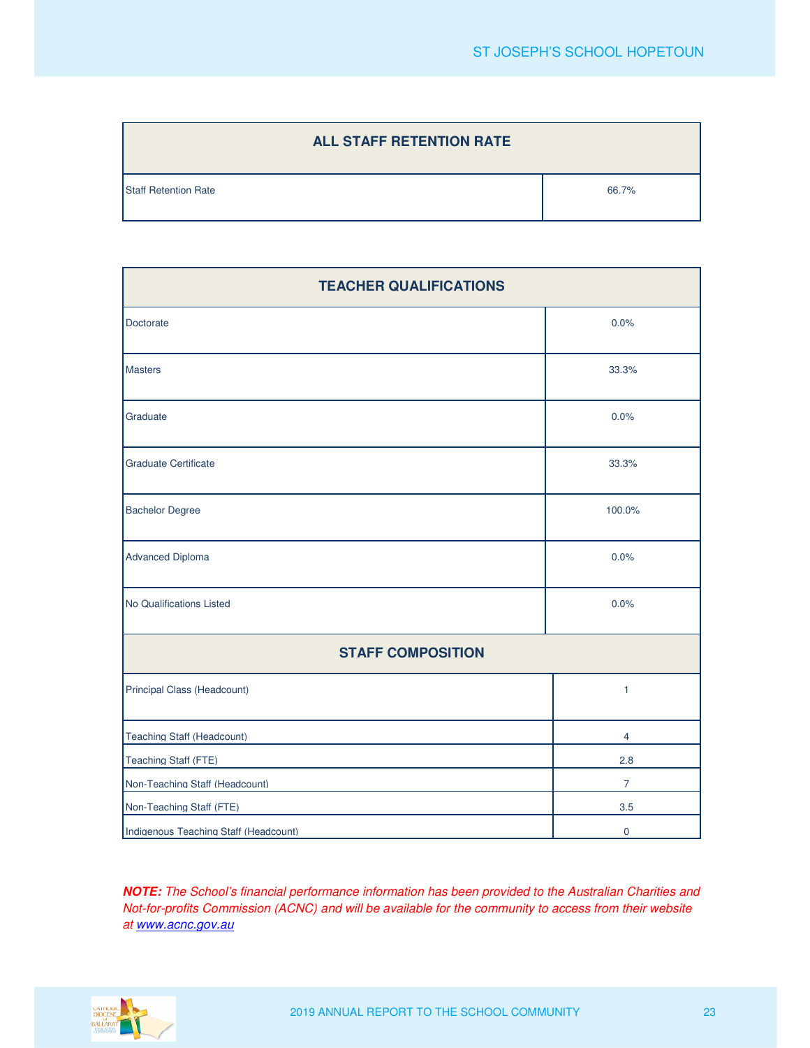| ALL STAFF RETENTION RATE | |
|---|---|
| Staff Retention Rate | 66.7% |

| TEACHER QUALIFICATIONS | |
|---|---|
| Doctorate | 0.0% |
| Masters | 33.3% |
| Graduate | 0.0% |
| Graduate Certificate | 33.3% |
| Bachelor Degree | 100.0% |
| Advanced Diploma | 0.0% |
| No Qualifications Listed | 0.0% |

| STAFF COMPOSITION | |
|---|---|
| Principal Class (Headcount) | 1 |
| Teaching Staff (Headcount) | 4 |
| Teaching Staff (FTE) | 2.8 |
| Non-Teaching Staff (Headcount) | 7 |
| Non-Teaching Staff (FTE) | 3.5 |
| Indigenous Teaching Staff (Headcount) | 0 |

***NOTE:** The School's financial performance information has been provided to the Australian Charities and Not-for-profits Commission (ACNC) and will be available for the community to access from their website at www.acnc.gov.au*